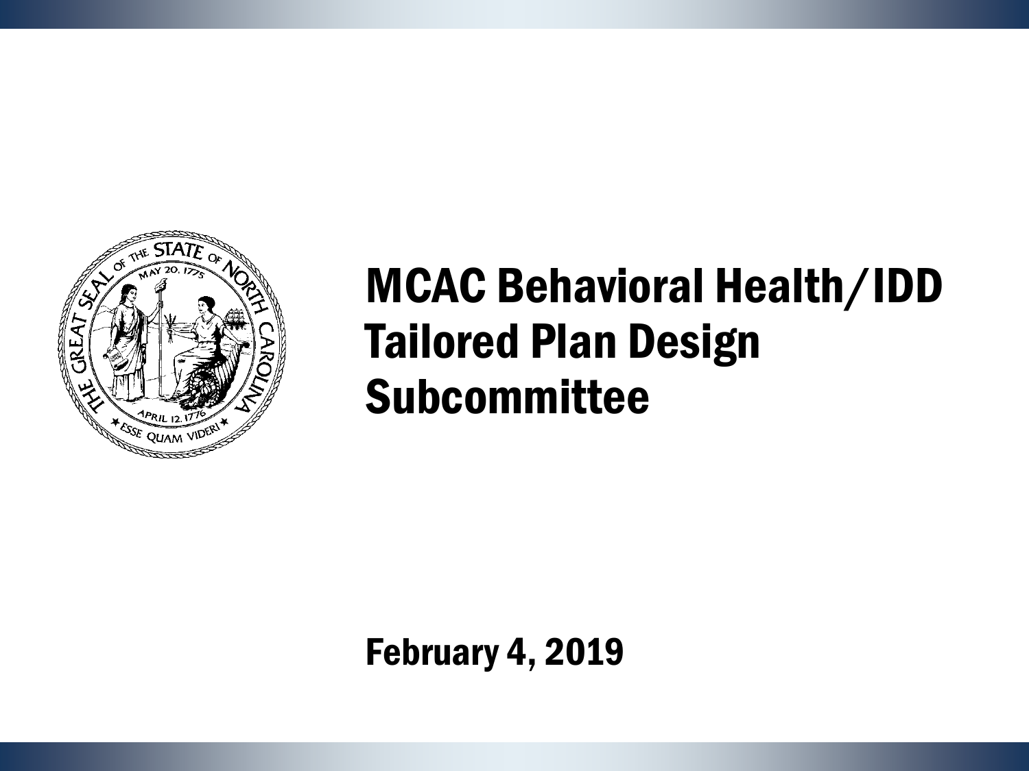# MCAC Behavioral Health/IDD Tailored Plan Design Subcommittee

February 4, 2019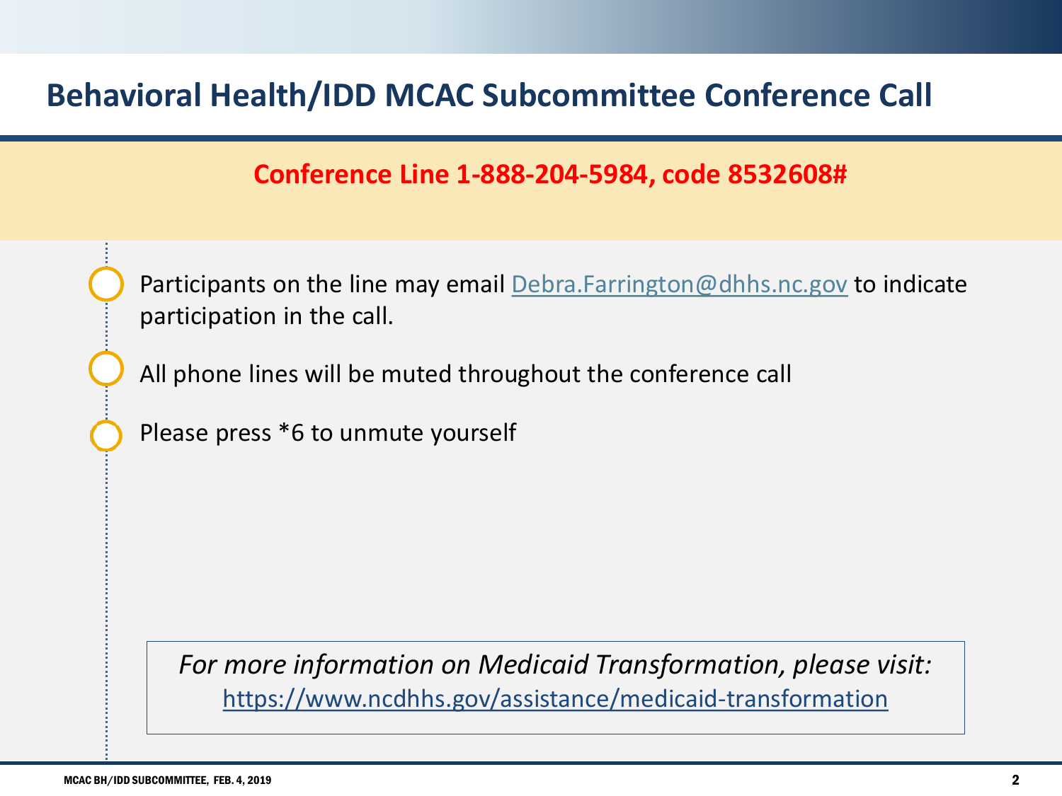# Behavioral Health/IDD MCAC Subcommittee Conference Call

**Conference Line 1-888-204-5984, code 8532608#**

- Participants on the line may email Debra.Farrington@dhhs.nc.gov to indicate participation in the call.
- All phone lines will be muted throughout the conference call
- Please press *6 to unmute yourself

*For more information on Medicaid Transformation, please visit:*
https://www.ncdhhs.gov/assistance/medicaid-transformation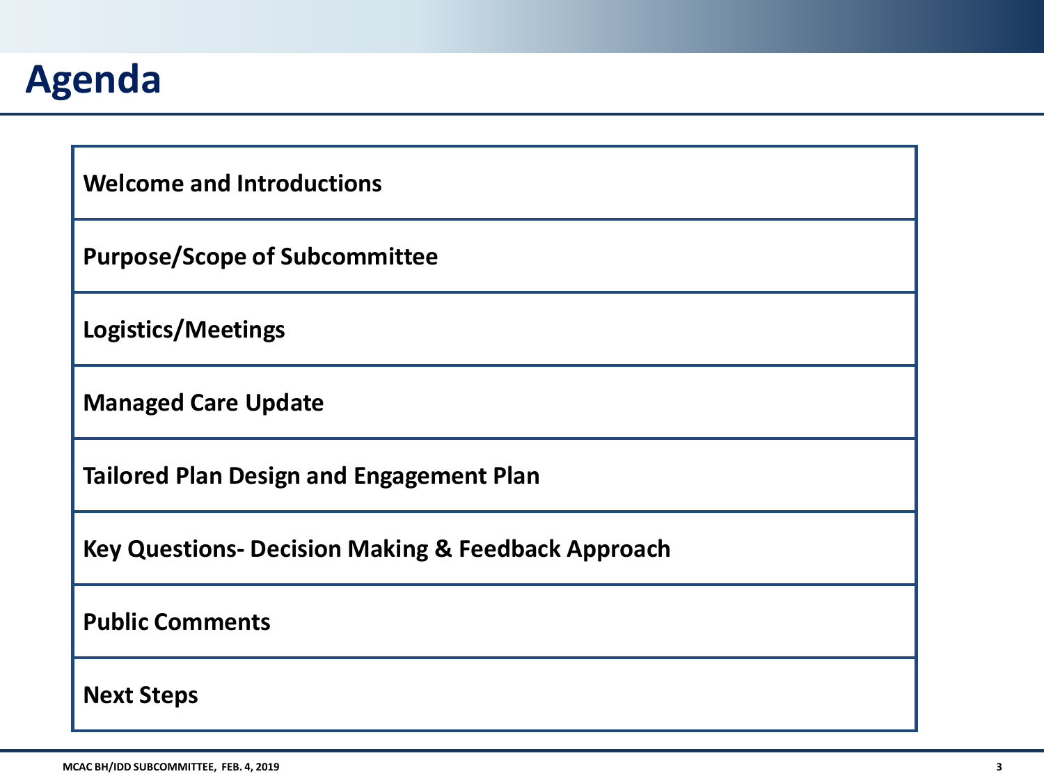# Agenda

- **Welcome and Introductions**
- **Purpose/Scope of Subcommittee**
- **Logistics/Meetings**
- **Managed Care Update**
- **Tailored Plan Design and Engagement Plan**
- **Key Questions- Decision Making & Feedback Approach**
- **Public Comments**
- **Next Steps**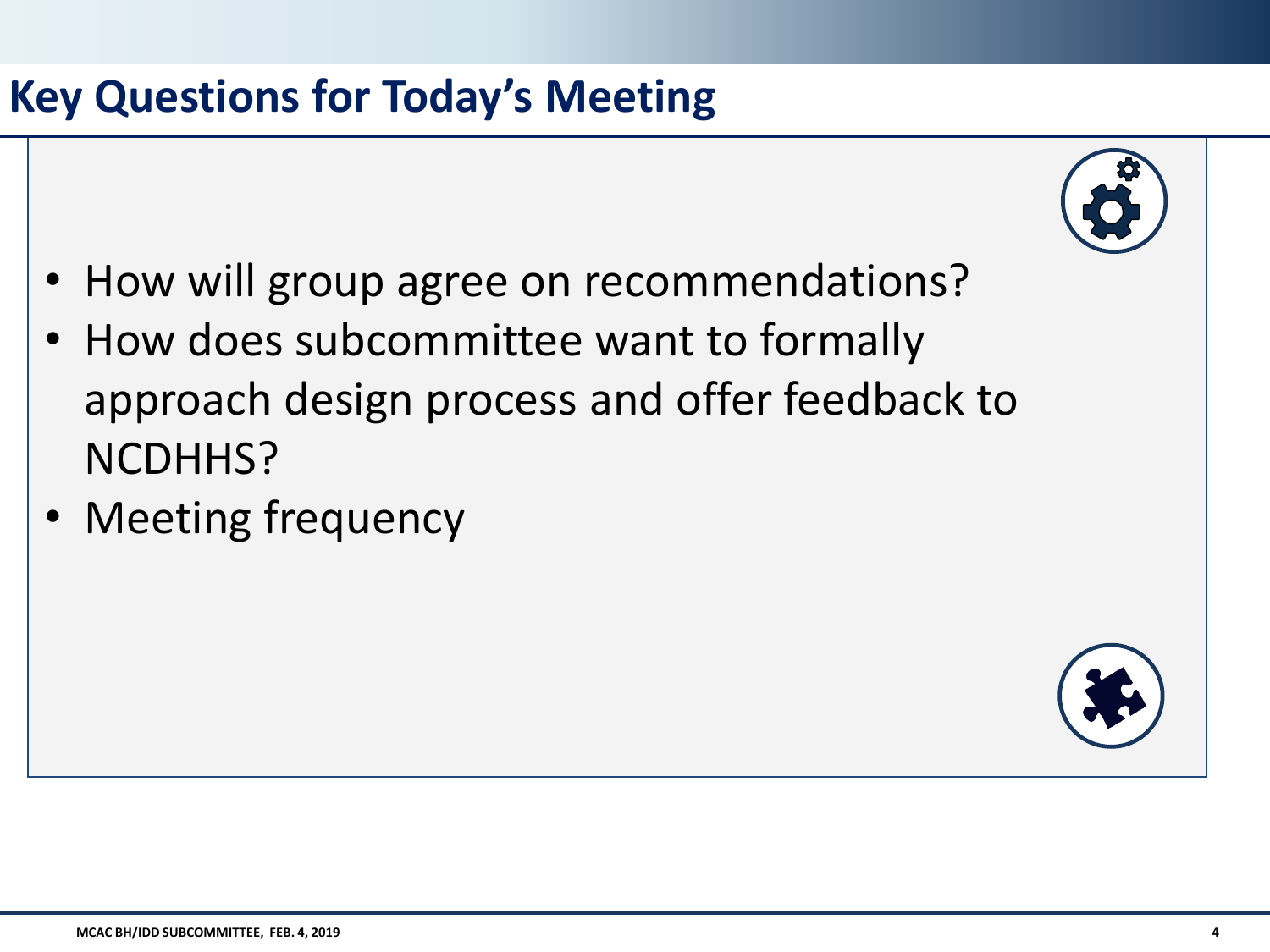# Key Questions for Today's Meeting

- How will group agree on recommendations?
- How does subcommittee want to formally approach design process and offer feedback to NCDHHS?
- Meeting frequency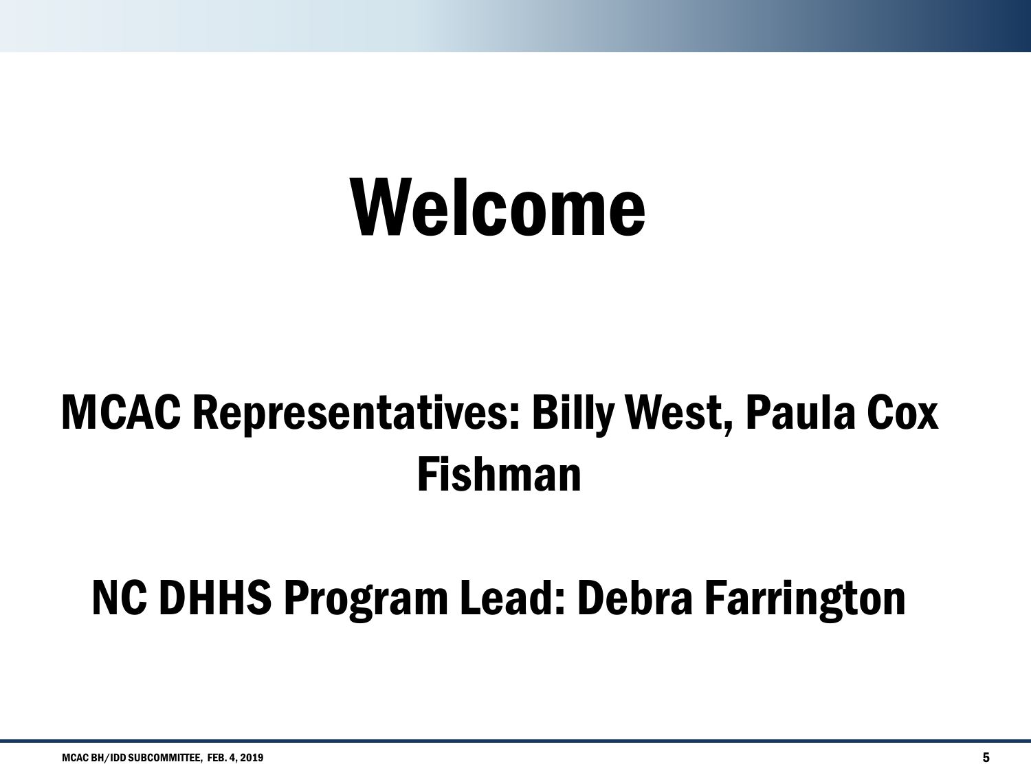# Welcome

## MCAC Representatives: Billy West, Paula Cox Fishman

## NC DHHS Program Lead: Debra Farrington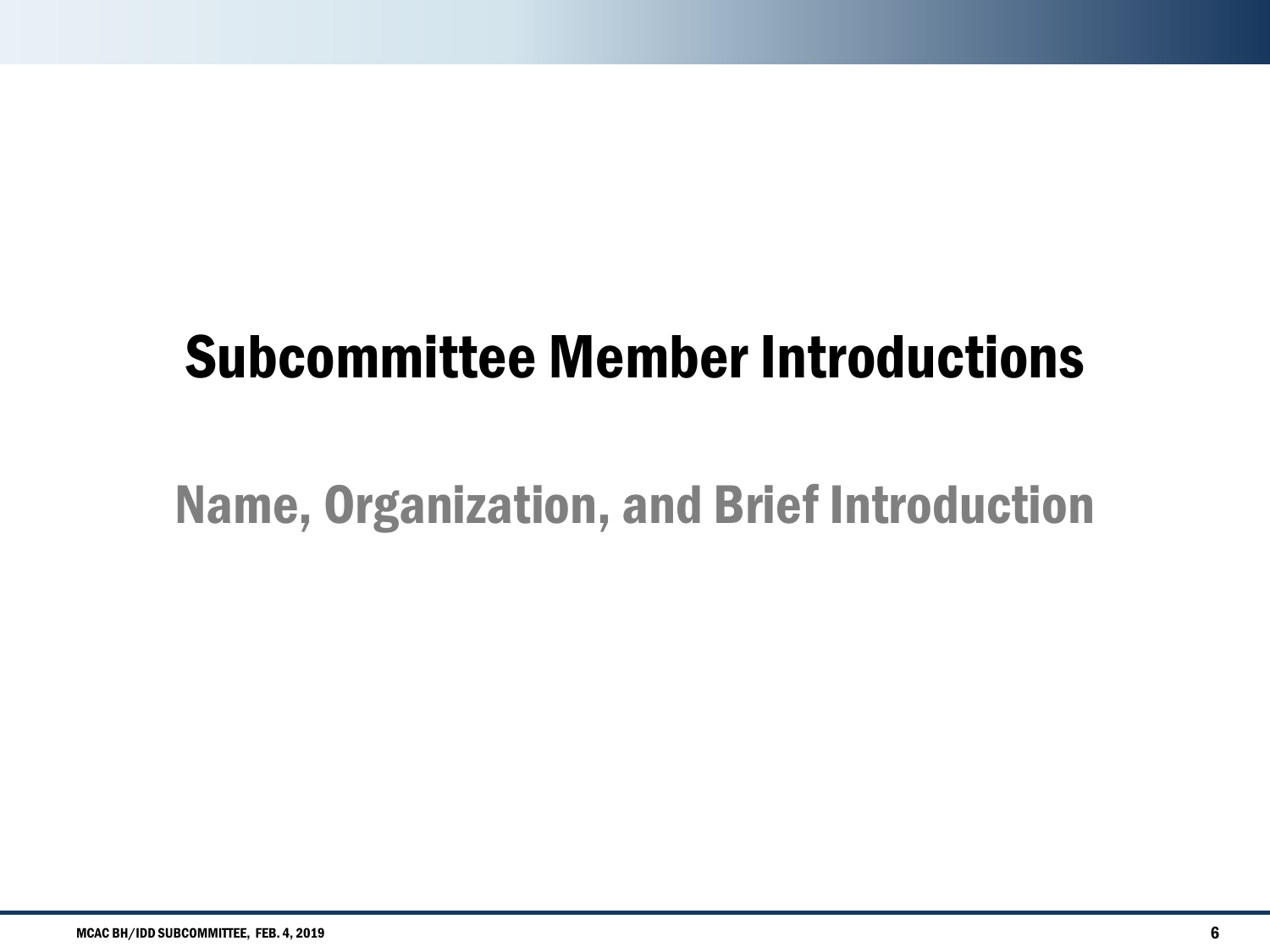# Subcommittee Member Introductions

## Name, Organization, and Brief Introduction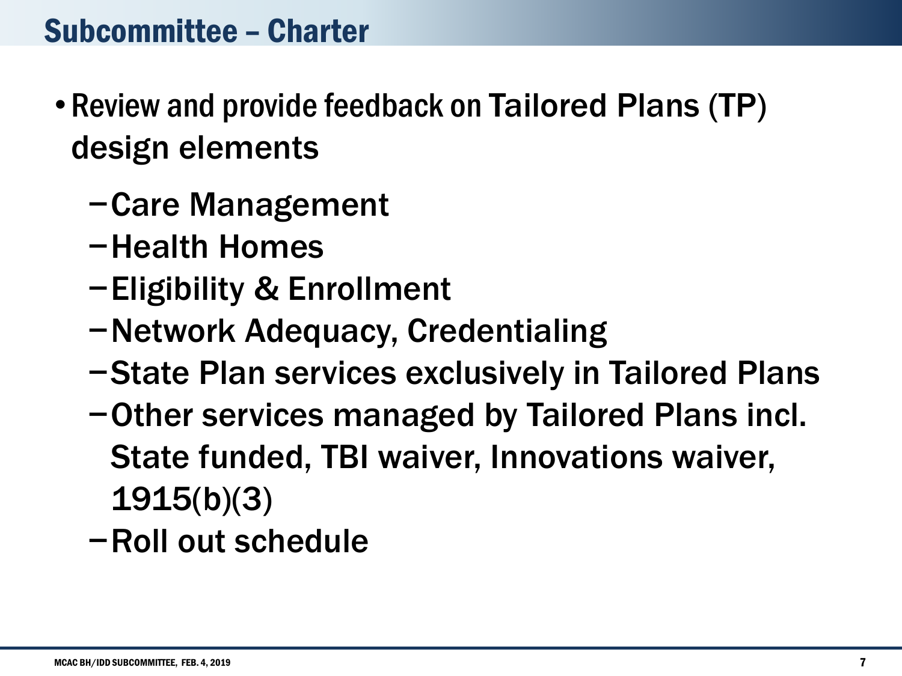# Subcommittee – Charter

- Review and provide feedback on Tailored Plans (TP) design elements
  - Care Management
  - Health Homes
  - Eligibility & Enrollment
  - Network Adequacy, Credentialing
  - State Plan services exclusively in Tailored Plans
  - Other services managed by Tailored Plans incl. State funded, TBI waiver, Innovations waiver, 1915(b)(3)
  - Roll out schedule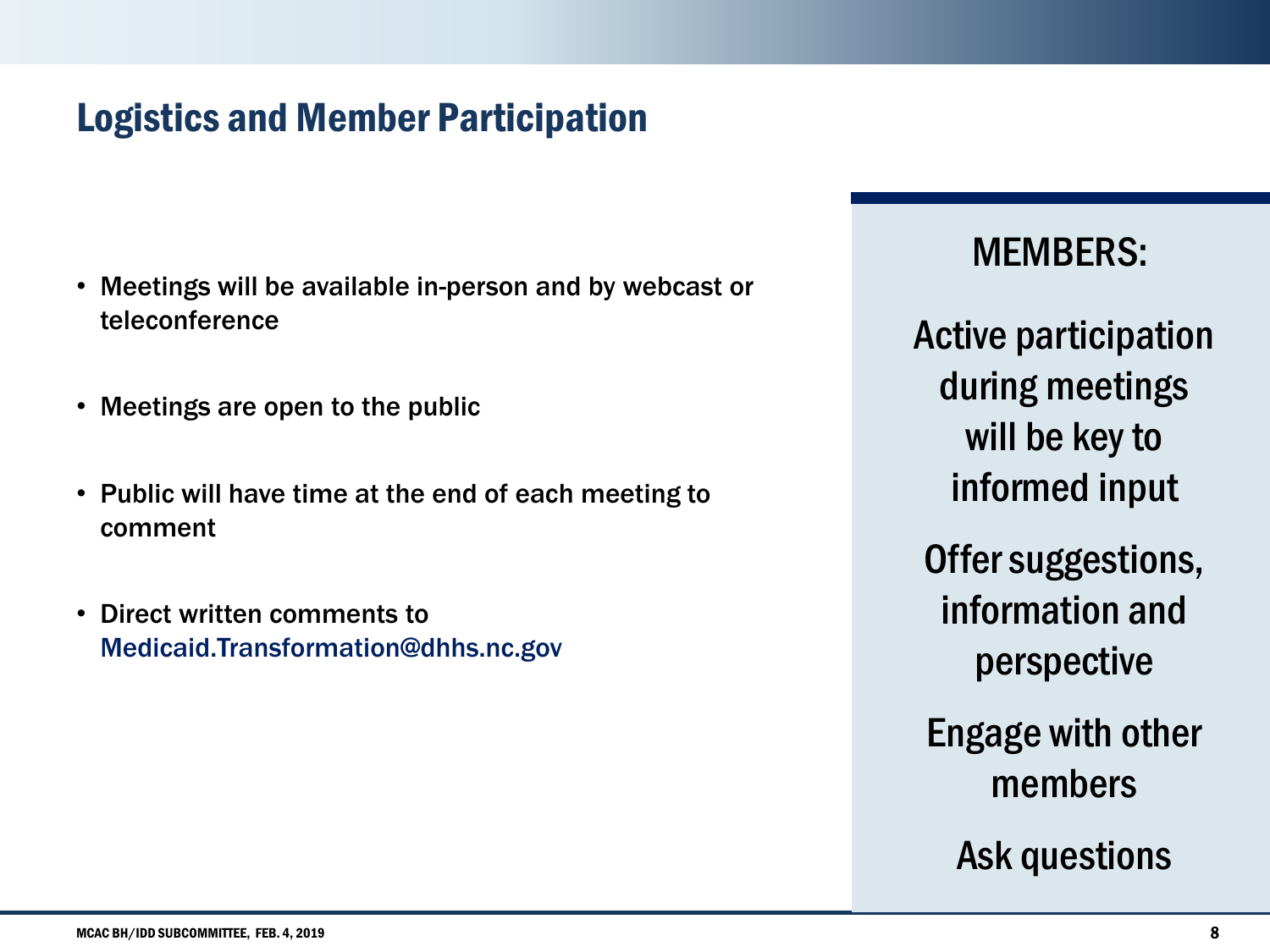## Logistics and Member Participation

- Meetings will be available in-person and by webcast or teleconference
- Meetings are open to the public
- Public will have time at the end of each meeting to comment
- Direct written comments to Medicaid.Transformation@dhhs.nc.gov

**MEMBERS:**

Active participation during meetings will be key to informed input

Offer suggestions, information and perspective

Engage with other members

Ask questions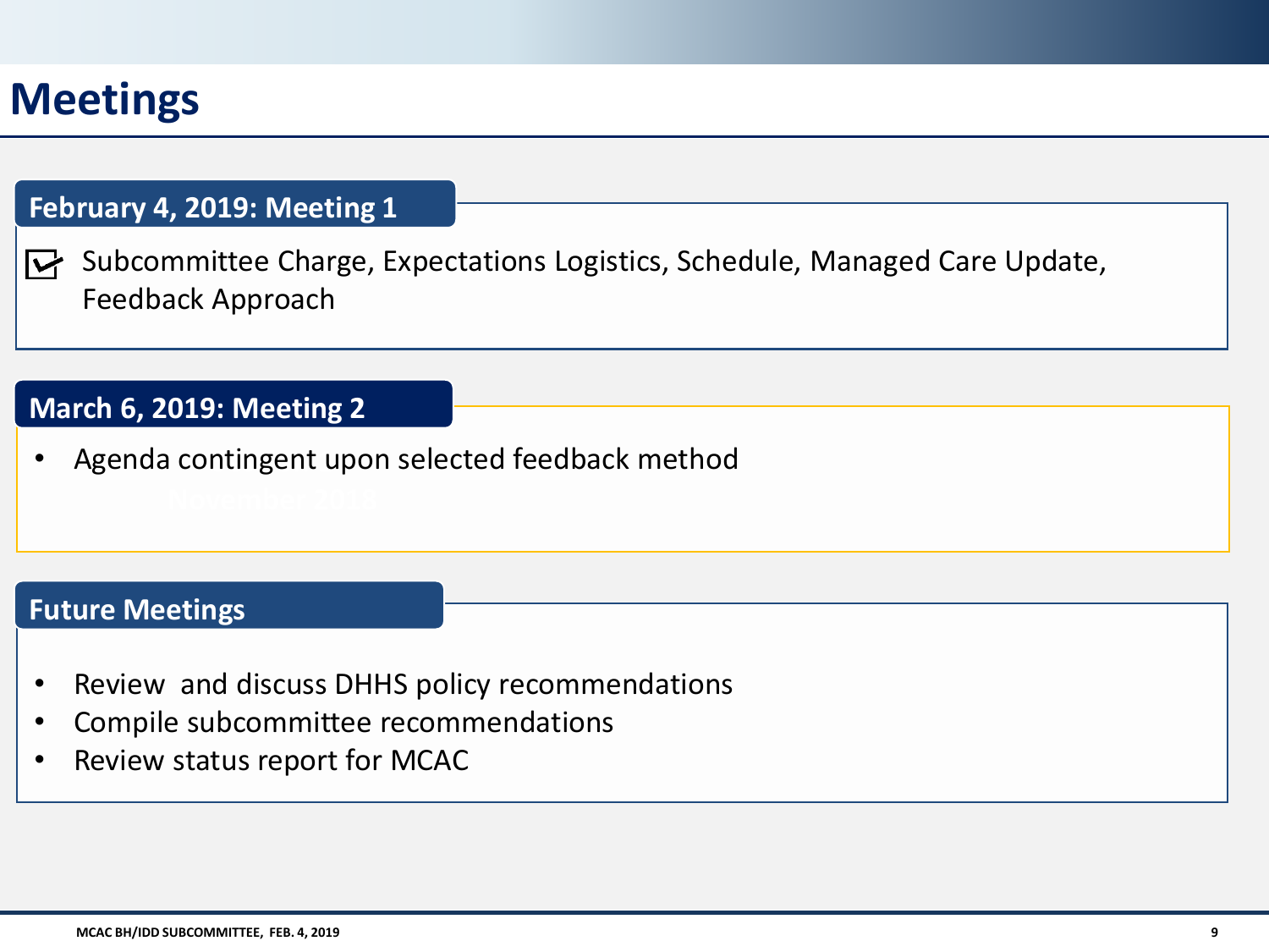# Meetings

## February 4, 2019: Meeting 1

☑ Subcommittee Charge, Expectations Logistics, Schedule, Managed Care Update, Feedback Approach

## March 6, 2019: Meeting 2

- Agenda contingent upon selected feedback method

## Future Meetings

- Review and discuss DHHS policy recommendations
- Compile subcommittee recommendations
- Review status report for MCAC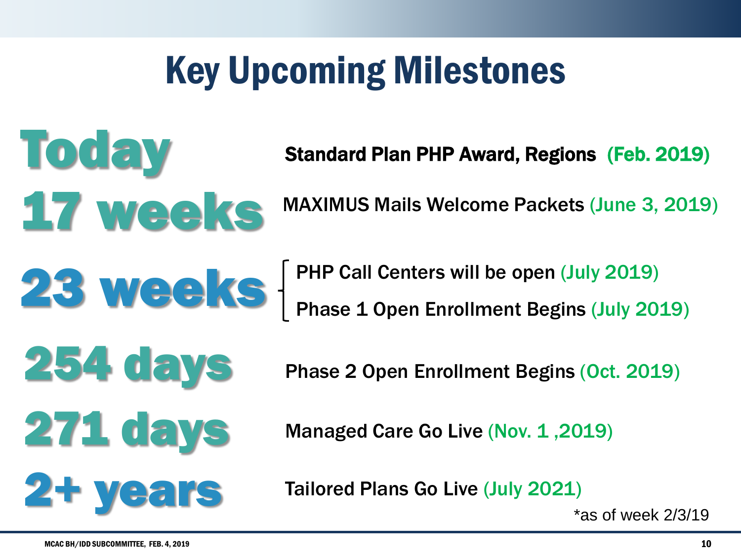# Key Upcoming Milestones

| | |
|---|---|
| **Today** | **Standard Plan PHP Award, Regions (Feb. 2019)** |
| **17 weeks** | MAXIMUS Mails Welcome Packets (June 3, 2019) |
| **23 weeks** | PHP Call Centers will be open (July 2019)<br>Phase 1 Open Enrollment Begins (July 2019) |
| **254 days** | Phase 2 Open Enrollment Begins (Oct. 2019) |
| **271 days** | Managed Care Go Live (Nov. 1 ,2019) |
| **2+ years** | Tailored Plans Go Live (July 2021) |

*as of week 2/3/19

MCAC BH/IDD SUBCOMMITTEE, FEB. 4, 2019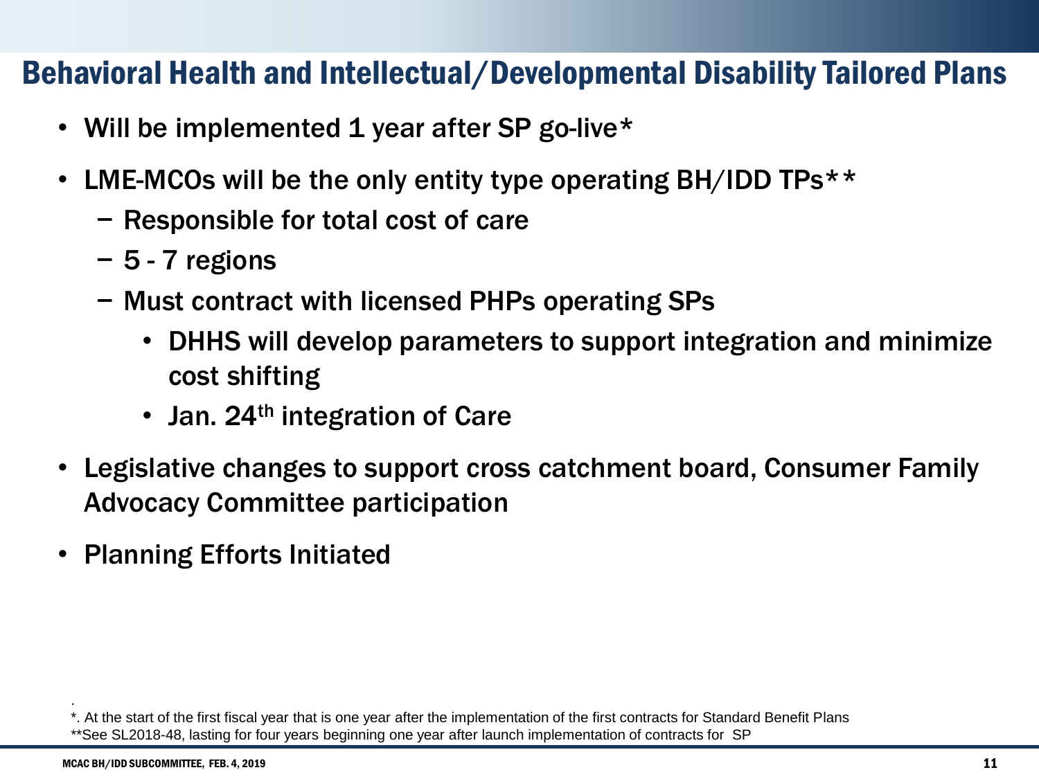# Behavioral Health and Intellectual/Developmental Disability Tailored Plans

- Will be implemented 1 year after SP go-live*
- LME-MCOs will be the only entity type operating BH/IDD TPs**
  - Responsible for total cost of care
  - 5 - 7 regions
  - Must contract with licensed PHPs operating SPs
    - DHHS will develop parameters to support integration and minimize cost shifting
    - Jan. 24th integration of Care
- Legislative changes to support cross catchment board, Consumer Family Advocacy Committee participation
- Planning Efforts Initiated

*. At the start of the first fiscal year that is one year after the implementation of the first contracts for Standard Benefit Plans

**See SL2018-48, lasting for four years beginning one year after launch implementation of contracts for SP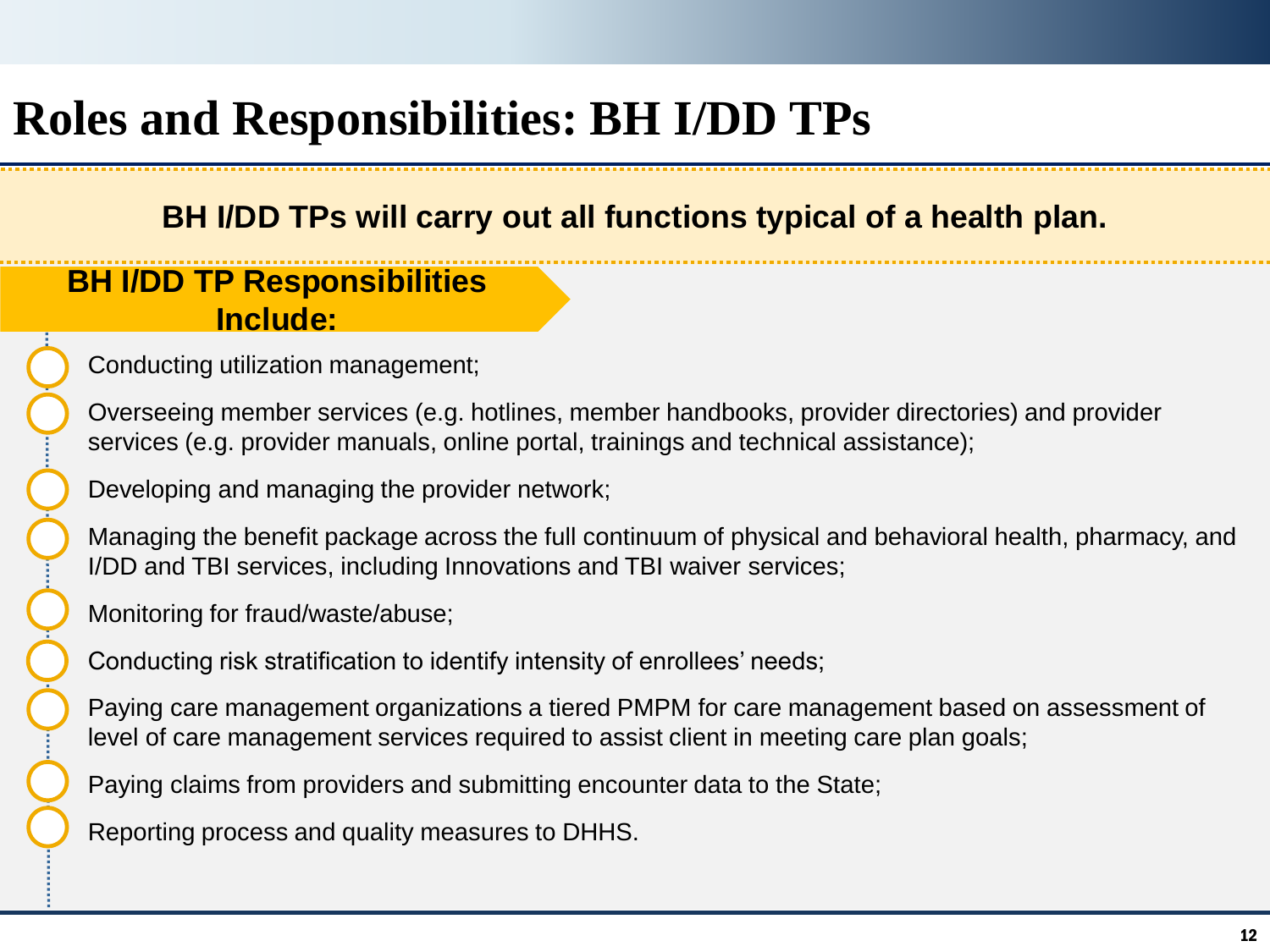# Roles and Responsibilities: BH I/DD TPs

**BH I/DD TPs will carry out all functions typical of a health plan.**

**BH I/DD TP Responsibilities Include:**

- Conducting utilization management;
- Overseeing member services (e.g. hotlines, member handbooks, provider directories) and provider services (e.g. provider manuals, online portal, trainings and technical assistance);
- Developing and managing the provider network;
- Managing the benefit package across the full continuum of physical and behavioral health, pharmacy, and I/DD and TBI services, including Innovations and TBI waiver services;
- Monitoring for fraud/waste/abuse;
- Conducting risk stratification to identify intensity of enrollees' needs;
- Paying care management organizations a tiered PMPM for care management based on assessment of level of care management services required to assist client in meeting care plan goals;
- Paying claims from providers and submitting encounter data to the State;
- Reporting process and quality measures to DHHS.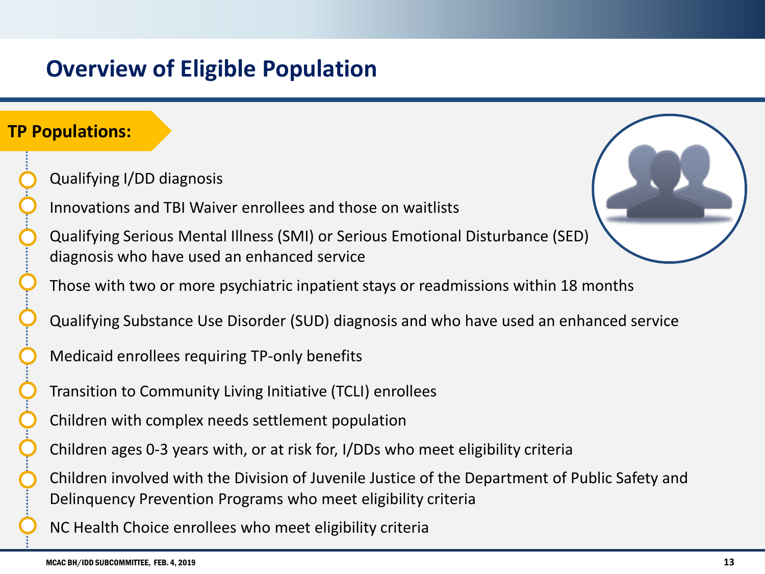# Overview of Eligible Population

**TP Populations:**

- Qualifying I/DD diagnosis
- Innovations and TBI Waiver enrollees and those on waitlists
- Qualifying Serious Mental Illness (SMI) or Serious Emotional Disturbance (SED) diagnosis who have used an enhanced service
- Those with two or more psychiatric inpatient stays or readmissions within 18 months
- Qualifying Substance Use Disorder (SUD) diagnosis and who have used an enhanced service
- Medicaid enrollees requiring TP-only benefits
- Transition to Community Living Initiative (TCLI) enrollees
- Children with complex needs settlement population
- Children ages 0-3 years with, or at risk for, I/DDs who meet eligibility criteria
- Children involved with the Division of Juvenile Justice of the Department of Public Safety and Delinquency Prevention Programs who meet eligibility criteria
- NC Health Choice enrollees who meet eligibility criteria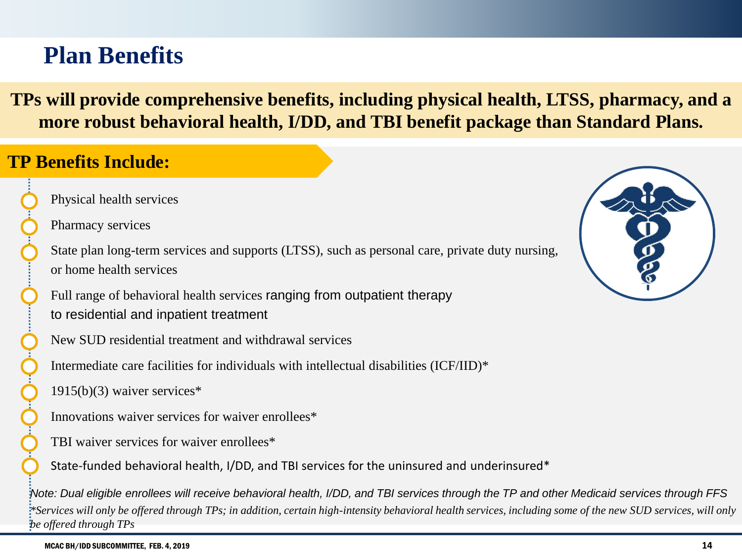# Plan Benefits

**TPs will provide comprehensive benefits, including physical health, LTSS, pharmacy, and a more robust behavioral health, I/DD, and TBI benefit package than Standard Plans.**

## TP Benefits Include:

- Physical health services
- Pharmacy services
- State plan long-term services and supports (LTSS), such as personal care, private duty nursing, or home health services
- Full range of behavioral health services ranging from outpatient therapy to residential and inpatient treatment
- New SUD residential treatment and withdrawal services
- Intermediate care facilities for individuals with intellectual disabilities (ICF/IID)*
- 1915(b)(3) waiver services*
- Innovations waiver services for waiver enrollees*
- TBI waiver services for waiver enrollees*
- State-funded behavioral health, I/DD, and TBI services for the uninsured and underinsured*

*Note: Dual eligible enrollees will receive behavioral health, I/DD, and TBI services through the TP and other Medicaid services through FFS*

**Services will only be offered through TPs; in addition, certain high-intensity behavioral health services, including some of the new SUD services, will only be offered through TPs*

MCAC BH/IDD SUBCOMMITTEE, FEB. 4, 2019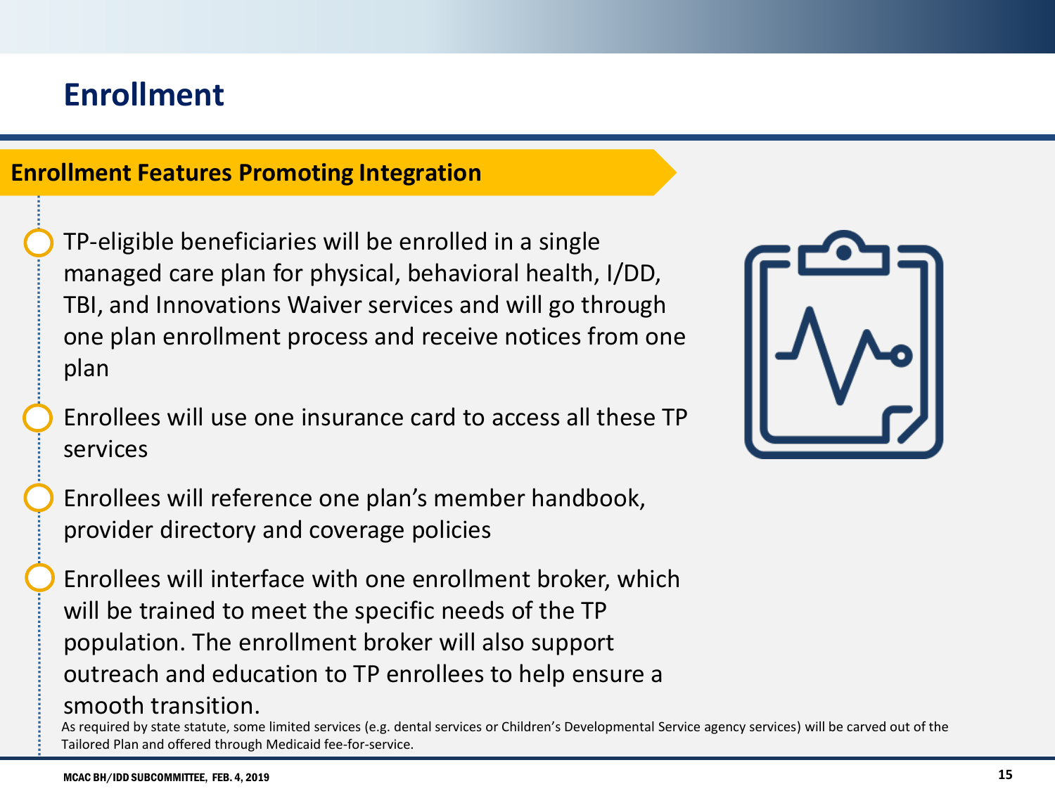# Enrollment

## Enrollment Features Promoting Integration

- TP-eligible beneficiaries will be enrolled in a single managed care plan for physical, behavioral health, I/DD, TBI, and Innovations Waiver services and will go through one plan enrollment process and receive notices from one plan
- Enrollees will use one insurance card to access all these TP services
- Enrollees will reference one plan's member handbook, provider directory and coverage policies
- Enrollees will interface with one enrollment broker, which will be trained to meet the specific needs of the TP population. The enrollment broker will also support outreach and education to TP enrollees to help ensure a smooth transition.

As required by state statute, some limited services (e.g. dental services or Children's Developmental Service agency services) will be carved out of the Tailored Plan and offered through Medicaid fee-for-service.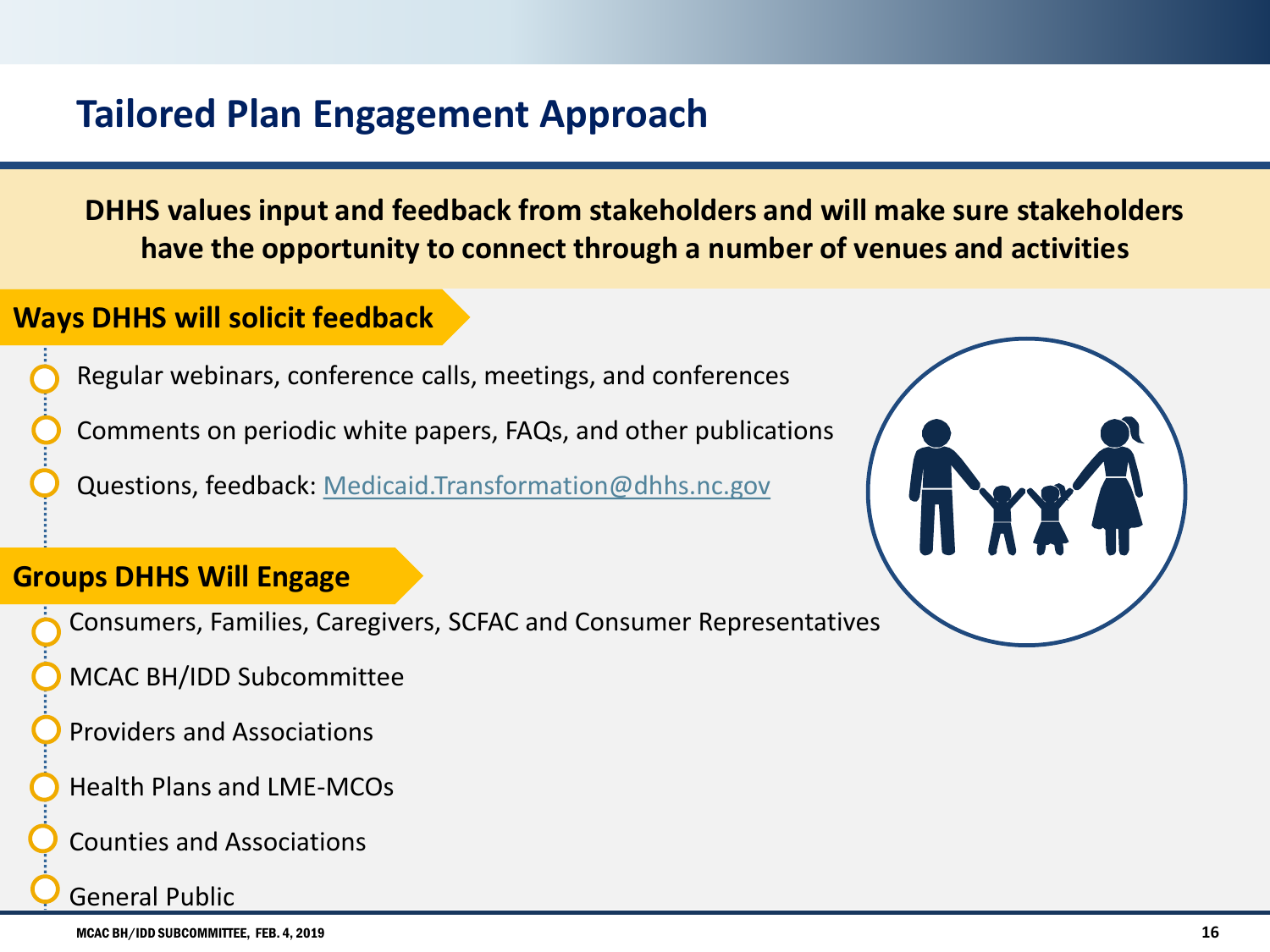# Tailored Plan Engagement Approach

**DHHS values input and feedback from stakeholders and will make sure stakeholders have the opportunity to connect through a number of venues and activities**

## Ways DHHS will solicit feedback

- Regular webinars, conference calls, meetings, and conferences
- Comments on periodic white papers, FAQs, and other publications
- Questions, feedback: [Medicaid.Transformation@dhhs.nc.gov](mailto:Medicaid.Transformation@dhhs.nc.gov)

## Groups DHHS Will Engage

- Consumers, Families, Caregivers, SCFAC and Consumer Representatives
- MCAC BH/IDD Subcommittee
- Providers and Associations
- Health Plans and LME-MCOs
- Counties and Associations
- General Public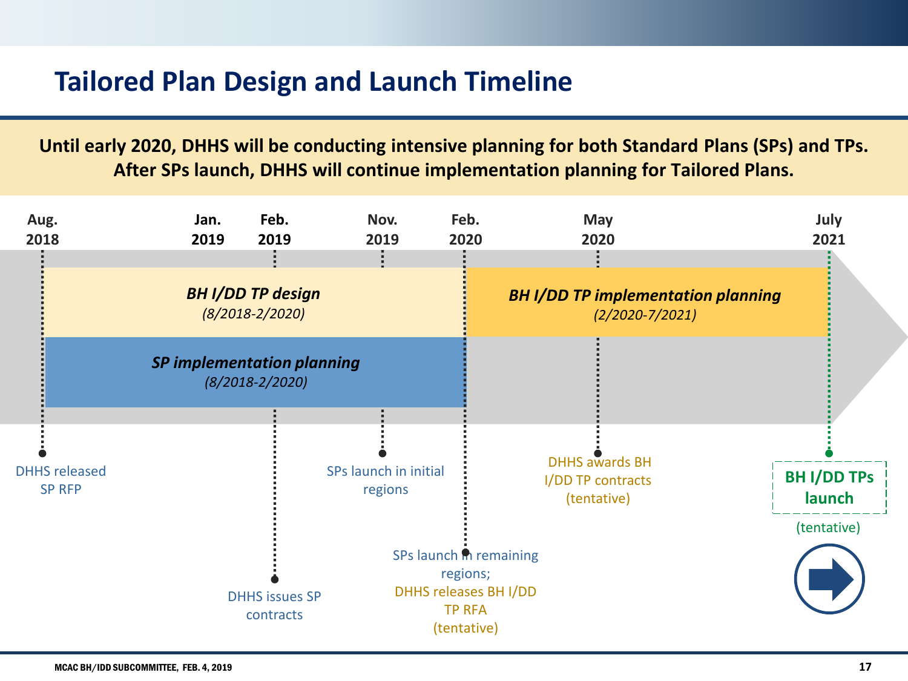# Tailored Plan Design and Launch Timeline

**Until early 2020, DHHS will be conducting intensive planning for both Standard Plans (SPs) and TPs. After SPs launch, DHHS will continue implementation planning for Tailored Plans.**

**Aug. 2018** | **Jan. 2019** | **Feb. 2019** | **Nov. 2019** | **Feb. 2020** | **May 2020** | **July 2021**

***BH I/DD TP design***
*(8/2018-2/2020)*

***SP implementation planning***
*(8/2018-2/2020)*

***BH I/DD TP implementation planning***
*(2/2020-7/2021)*

- Aug. 2018: DHHS released SP RFP
- Feb. 2019: DHHS issues SP contracts
- Nov. 2019: SPs launch in initial regions
- Feb. 2020: SPs launch in remaining regions; DHHS releases BH I/DD TP RFA (tentative)
- May 2020: DHHS awards BH I/DD TP contracts (tentative)
- July 2021: **BH I/DD TPs launch** (tentative)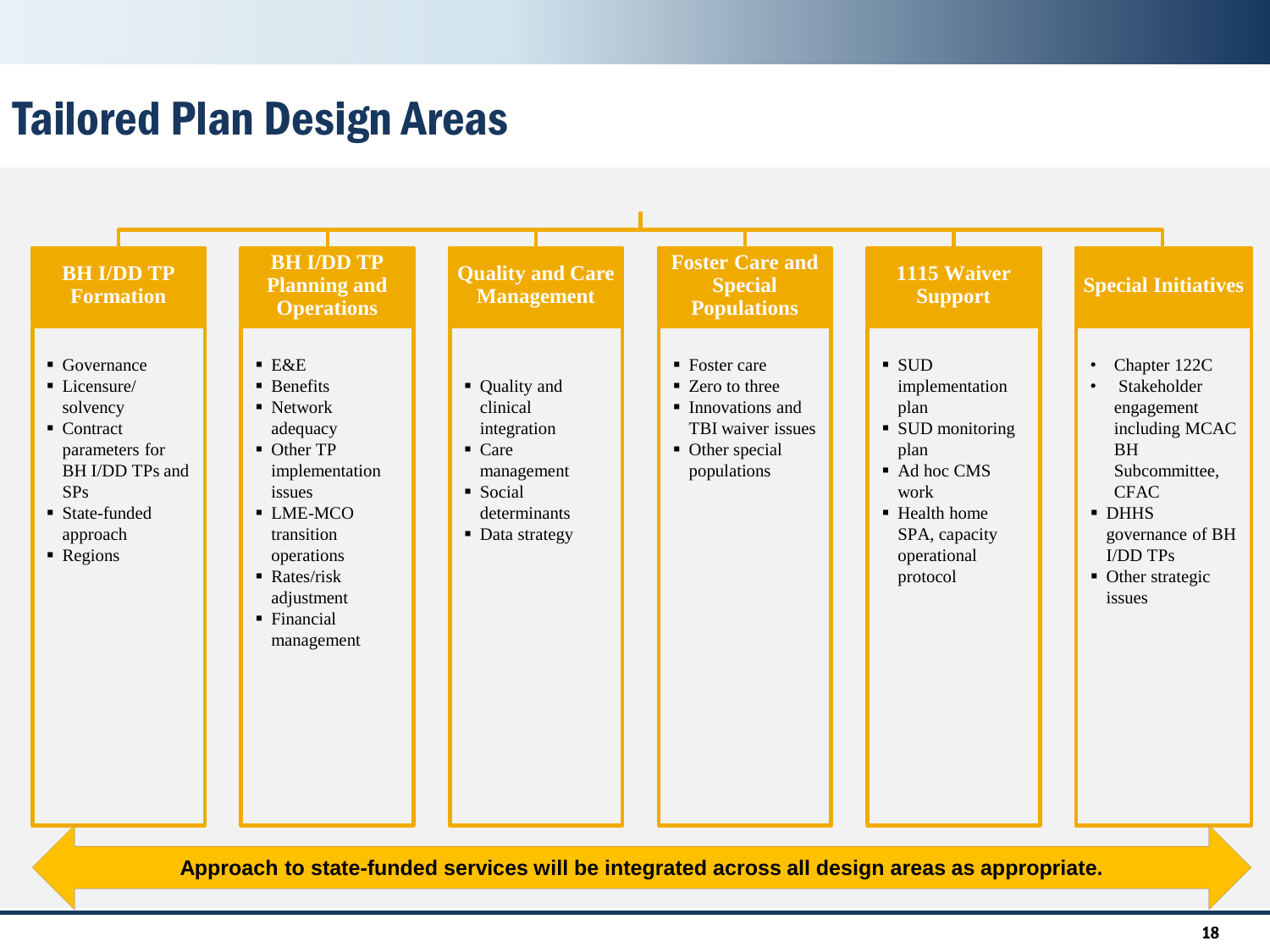# Tailored Plan Design Areas

## BH I/DD TP Formation

- Governance
- Licensure/ solvency
- Contract parameters for BH I/DD TPs and SPs
- State-funded approach
- Regions

## BH I/DD TP Planning and Operations

- E&E
- Benefits
- Network adequacy
- Other TP implementation issues
- LME-MCO transition operations
- Rates/risk adjustment
- Financial management

## Quality and Care Management

- Quality and clinical integration
- Care management
- Social determinants
- Data strategy

## Foster Care and Special Populations

- Foster care
- Zero to three
- Innovations and TBI waiver issues
- Other special populations

## 1115 Waiver Support

- SUD implementation plan
- SUD monitoring plan
- Ad hoc CMS work
- Health home SPA, capacity operational protocol

## Special Initiatives

- Chapter 122C
- Stakeholder engagement including MCAC BH Subcommittee, CFAC
- DHHS governance of BH I/DD TPs
- Other strategic issues

**Approach to state-funded services will be integrated across all design areas as appropriate.**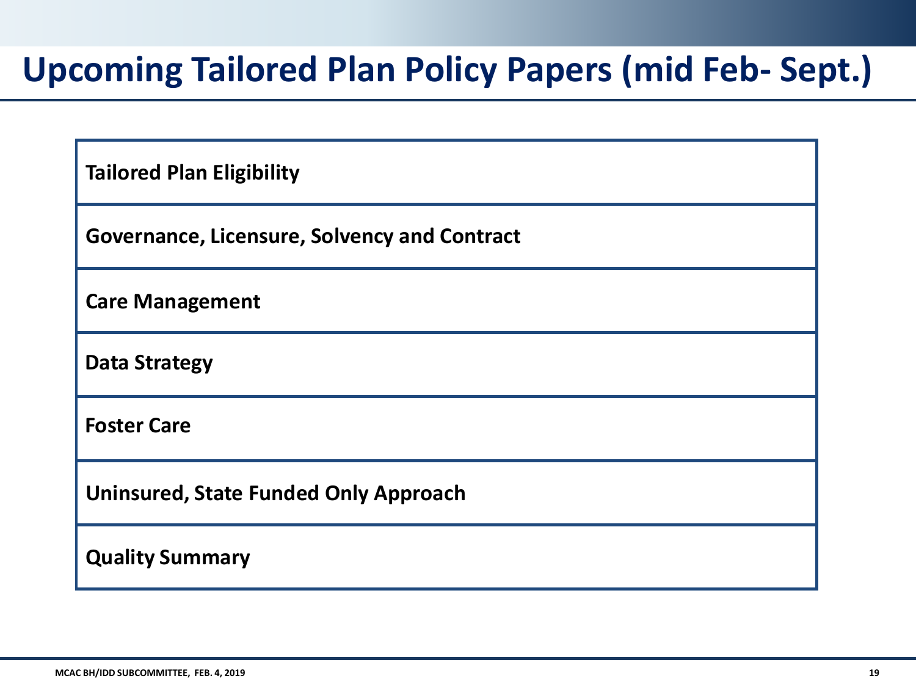# Upcoming Tailored Plan Policy Papers (mid Feb- Sept.)

| **Tailored Plan Eligibility** |
| --- |
| **Governance, Licensure, Solvency and Contract** |
| **Care Management** |
| **Data Strategy** |
| **Foster Care** |
| **Uninsured, State Funded Only Approach** |
| **Quality Summary** |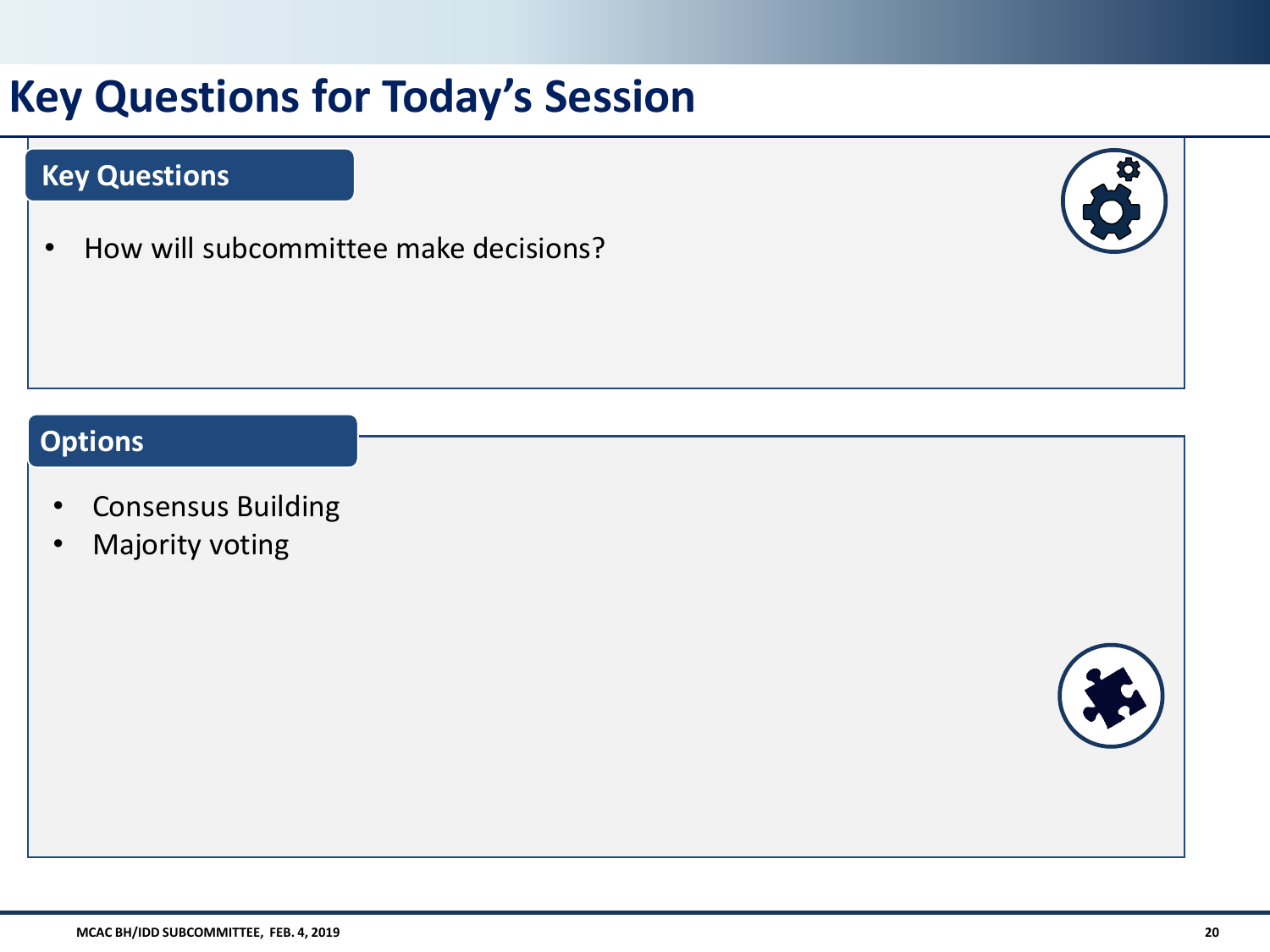# Key Questions for Today's Session

## Key Questions

- How will subcommittee make decisions?

## Options

- Consensus Building
- Majority voting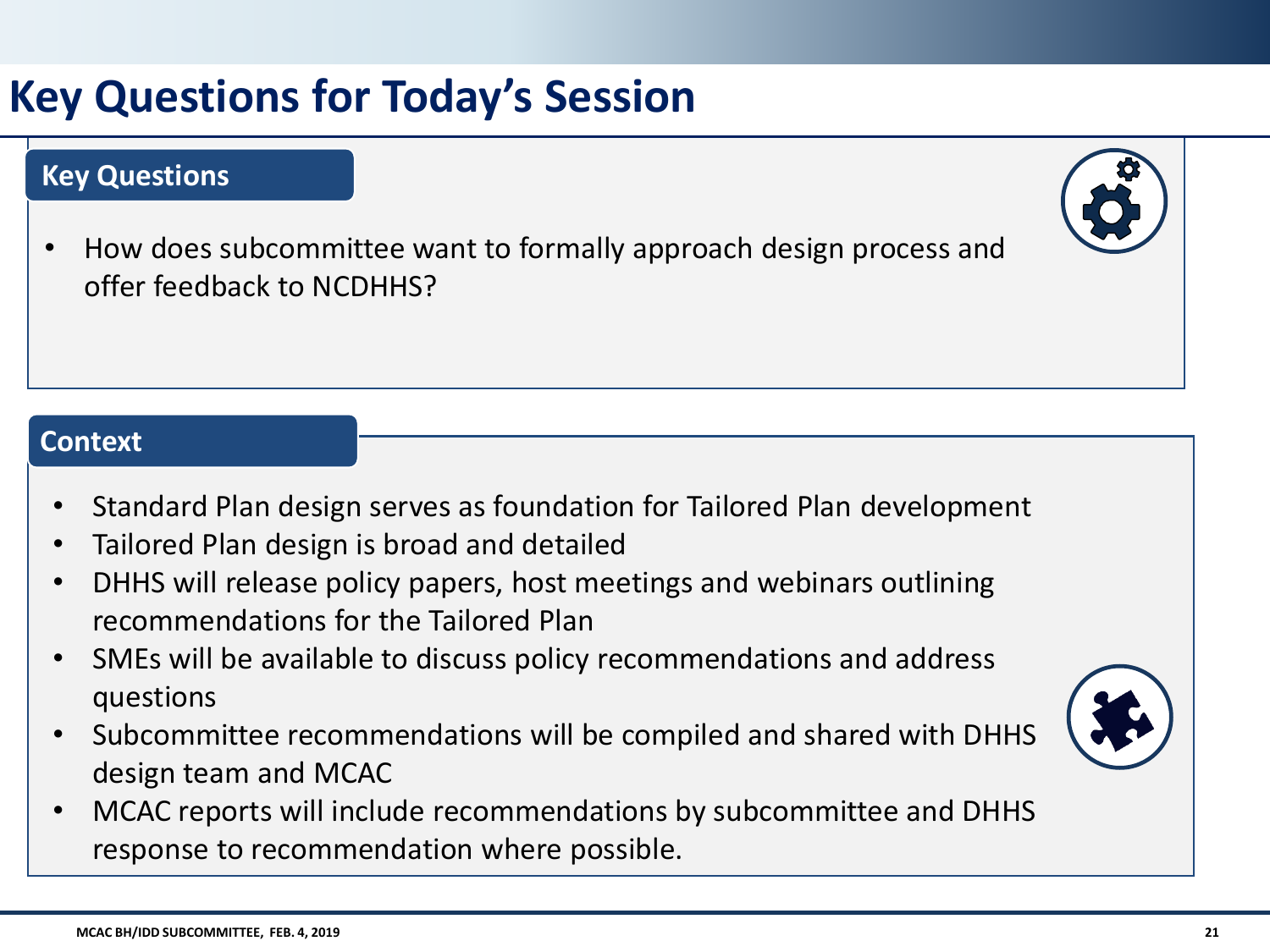# Key Questions for Today's Session

## Key Questions

- How does subcommittee want to formally approach design process and offer feedback to NCDHHS?

## Context

- Standard Plan design serves as foundation for Tailored Plan development
- Tailored Plan design is broad and detailed
- DHHS will release policy papers, host meetings and webinars outlining recommendations for the Tailored Plan
- SMEs will be available to discuss policy recommendations and address questions
- Subcommittee recommendations will be compiled and shared with DHHS design team and MCAC
- MCAC reports will include recommendations by subcommittee and DHHS response to recommendation where possible.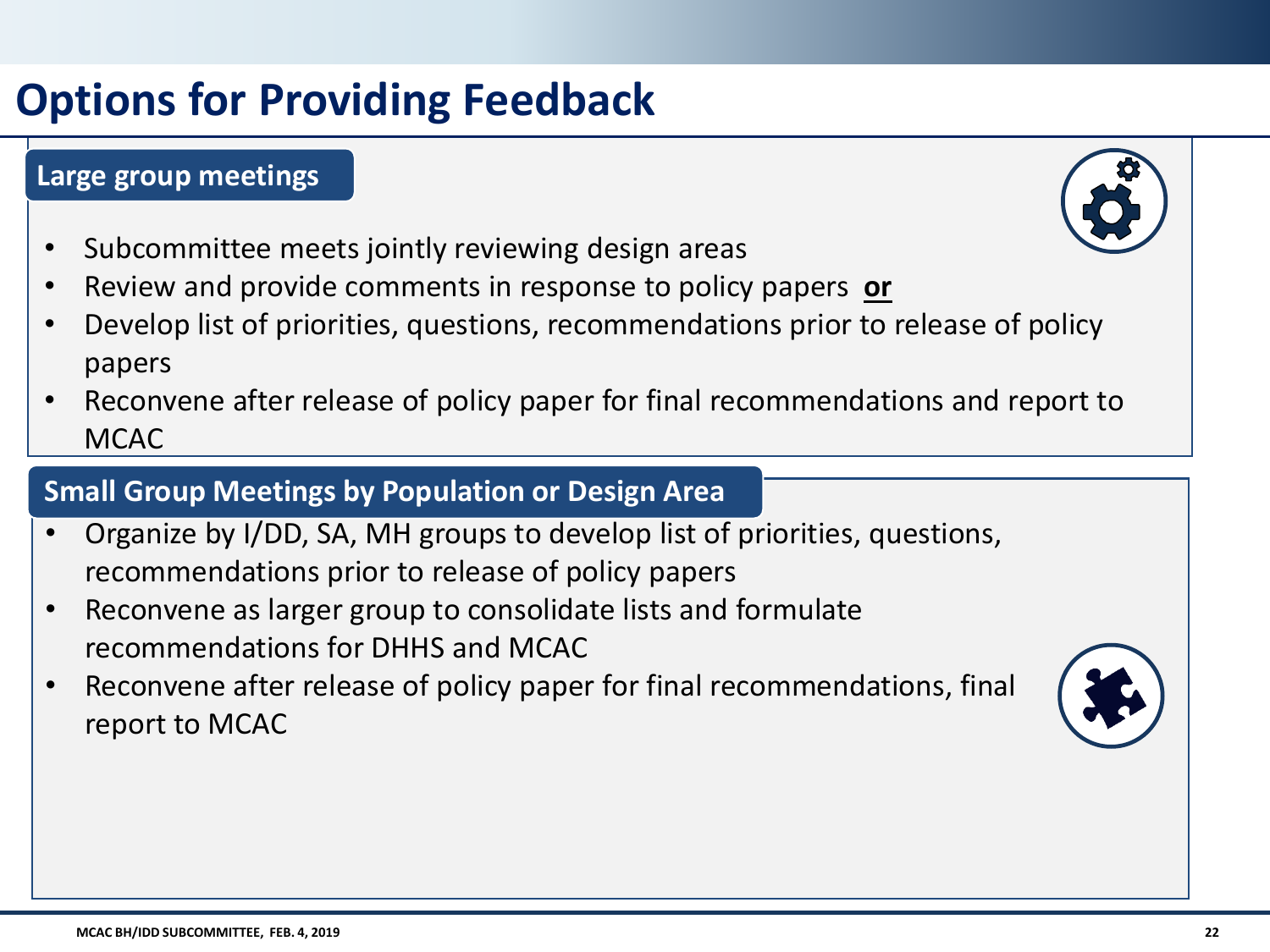# Options for Providing Feedback

## Large group meetings

- Subcommittee meets jointly reviewing design areas
- Review and provide comments in response to policy papers **or**
- Develop list of priorities, questions, recommendations prior to release of policy papers
- Reconvene after release of policy paper for final recommendations and report to MCAC

## Small Group Meetings by Population or Design Area

- Organize by I/DD, SA, MH groups to develop list of priorities, questions, recommendations prior to release of policy papers
- Reconvene as larger group to consolidate lists and formulate recommendations for DHHS and MCAC
- Reconvene after release of policy paper for final recommendations, final report to MCAC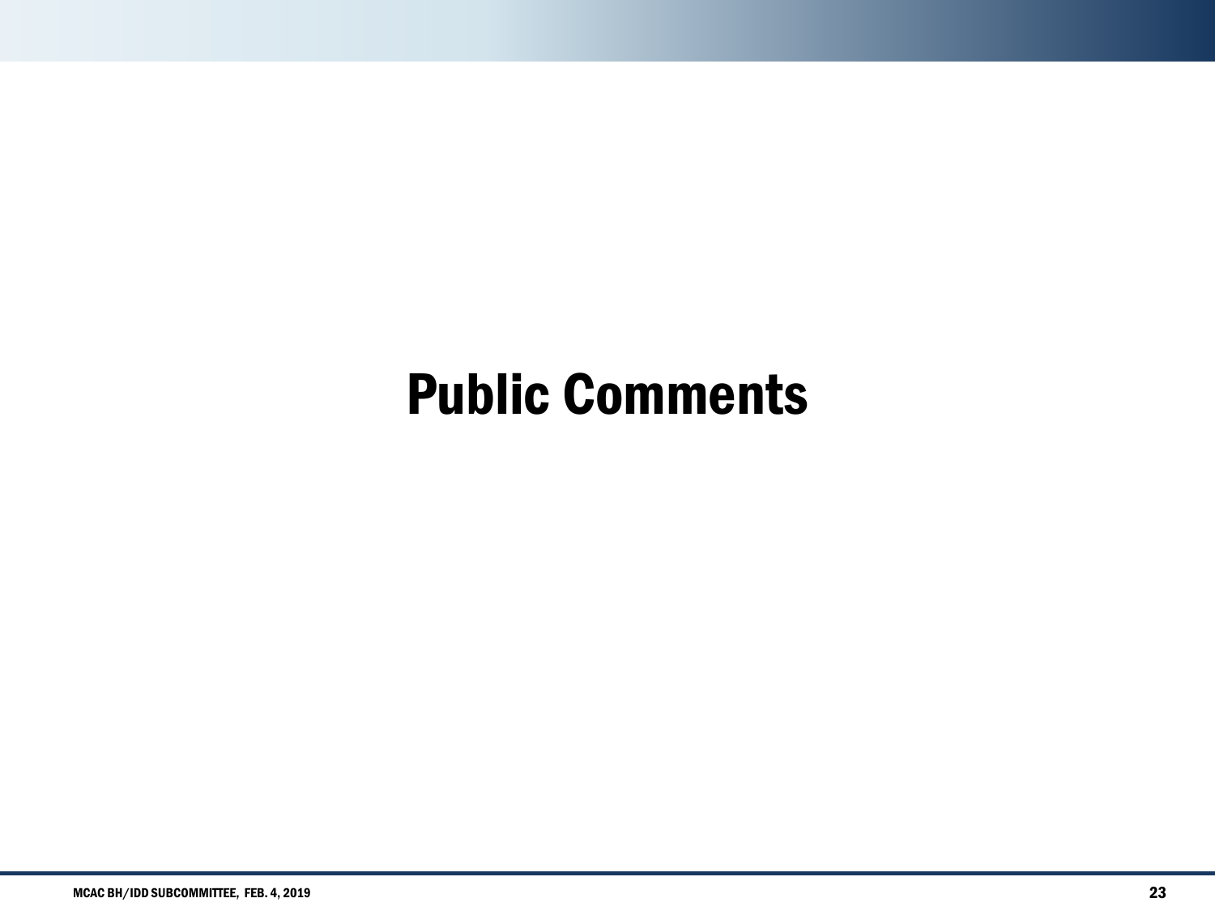# Public Comments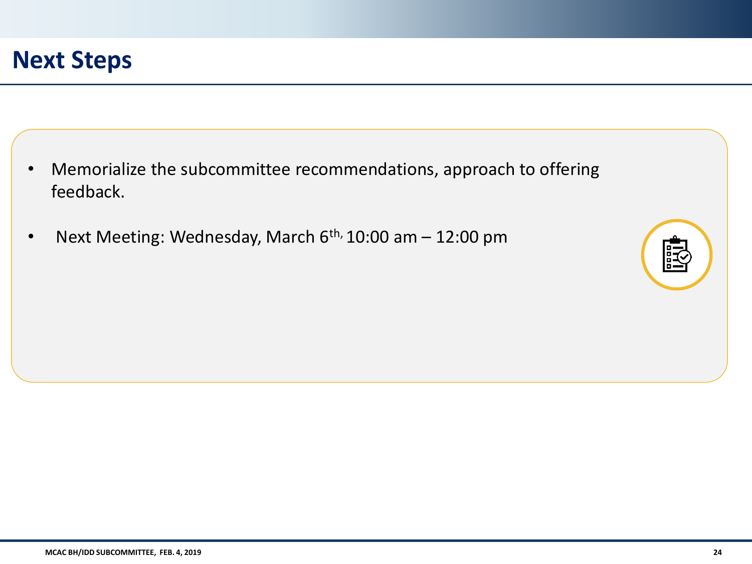# Next Steps

- Memorialize the subcommittee recommendations, approach to offering feedback.
- Next Meeting: Wednesday, March 6th, 10:00 am – 12:00 pm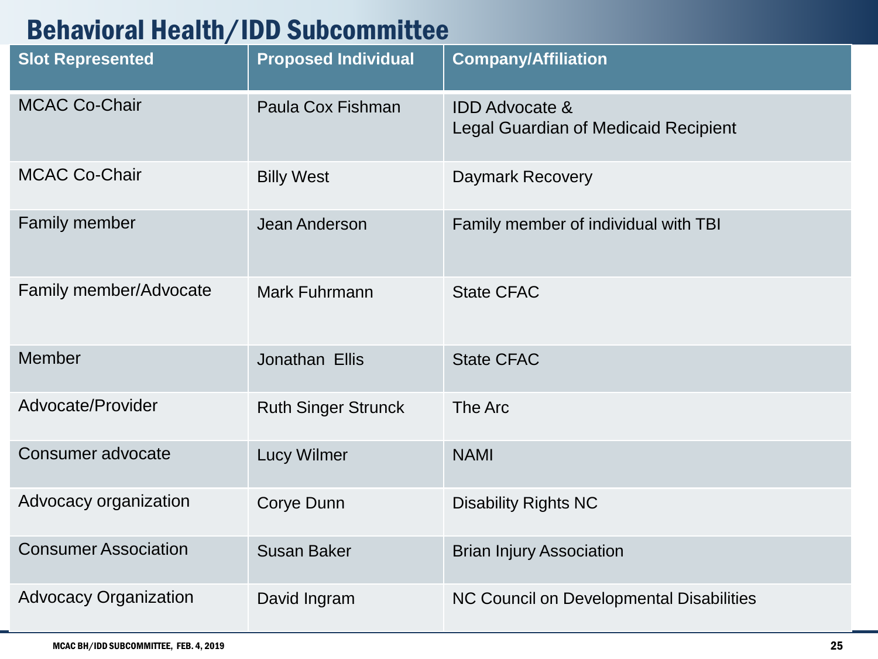# Behavioral Health/IDD Subcommittee

| Slot Represented | Proposed Individual | Company/Affiliation |
|---|---|---|
| MCAC Co-Chair | Paula Cox Fishman | IDD Advocate & Legal Guardian of Medicaid Recipient |
| MCAC Co-Chair | Billy West | Daymark Recovery |
| Family member | Jean Anderson | Family member of individual with TBI |
| Family member/Advocate | Mark Fuhrmann | State CFAC |
| Member | Jonathan Ellis | State CFAC |
| Advocate/Provider | Ruth Singer Strunck | The Arc |
| Consumer advocate | Lucy Wilmer | NAMI |
| Advocacy organization | Corye Dunn | Disability Rights NC |
| Consumer Association | Susan Baker | Brian Injury Association |
| Advocacy Organization | David Ingram | NC Council on Developmental Disabilities |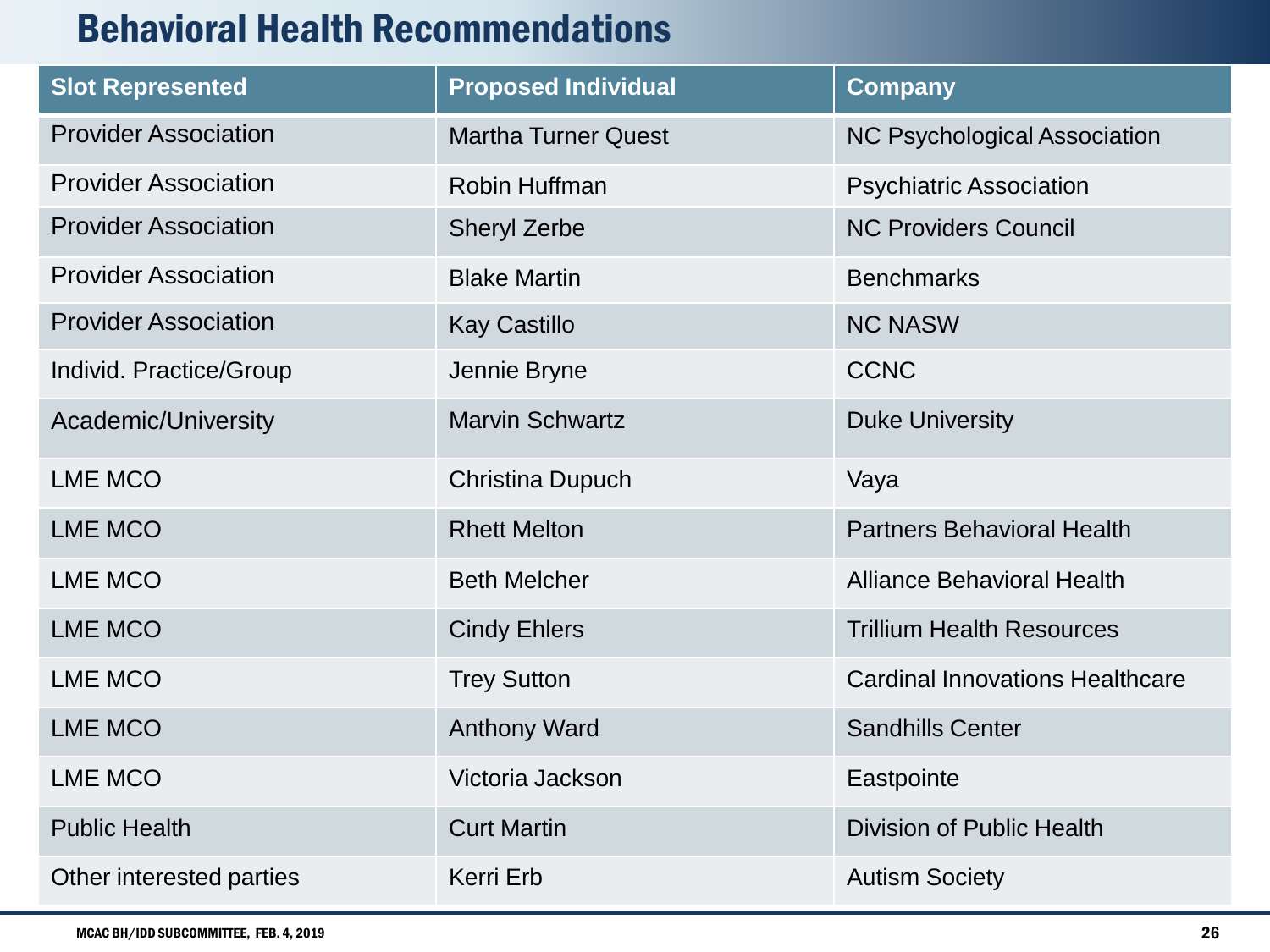# Behavioral Health Recommendations

| Slot Represented | Proposed Individual | Company |
|---|---|---|
| Provider Association | Martha Turner Quest | NC Psychological Association |
| Provider Association | Robin Huffman | Psychiatric Association |
| Provider Association | Sheryl Zerbe | NC Providers Council |
| Provider Association | Blake Martin | Benchmarks |
| Provider Association | Kay Castillo | NC NASW |
| Individ. Practice/Group | Jennie Bryne | CCNC |
| Academic/University | Marvin Schwartz | Duke University |
| LME MCO | Christina Dupuch | Vaya |
| LME MCO | Rhett Melton | Partners Behavioral Health |
| LME MCO | Beth Melcher | Alliance Behavioral Health |
| LME MCO | Cindy Ehlers | Trillium Health Resources |
| LME MCO | Trey Sutton | Cardinal Innovations Healthcare |
| LME MCO | Anthony Ward | Sandhills Center |
| LME MCO | Victoria Jackson | Eastpointe |
| Public Health | Curt Martin | Division of Public Health |
| Other interested parties | Kerri Erb | Autism Society |